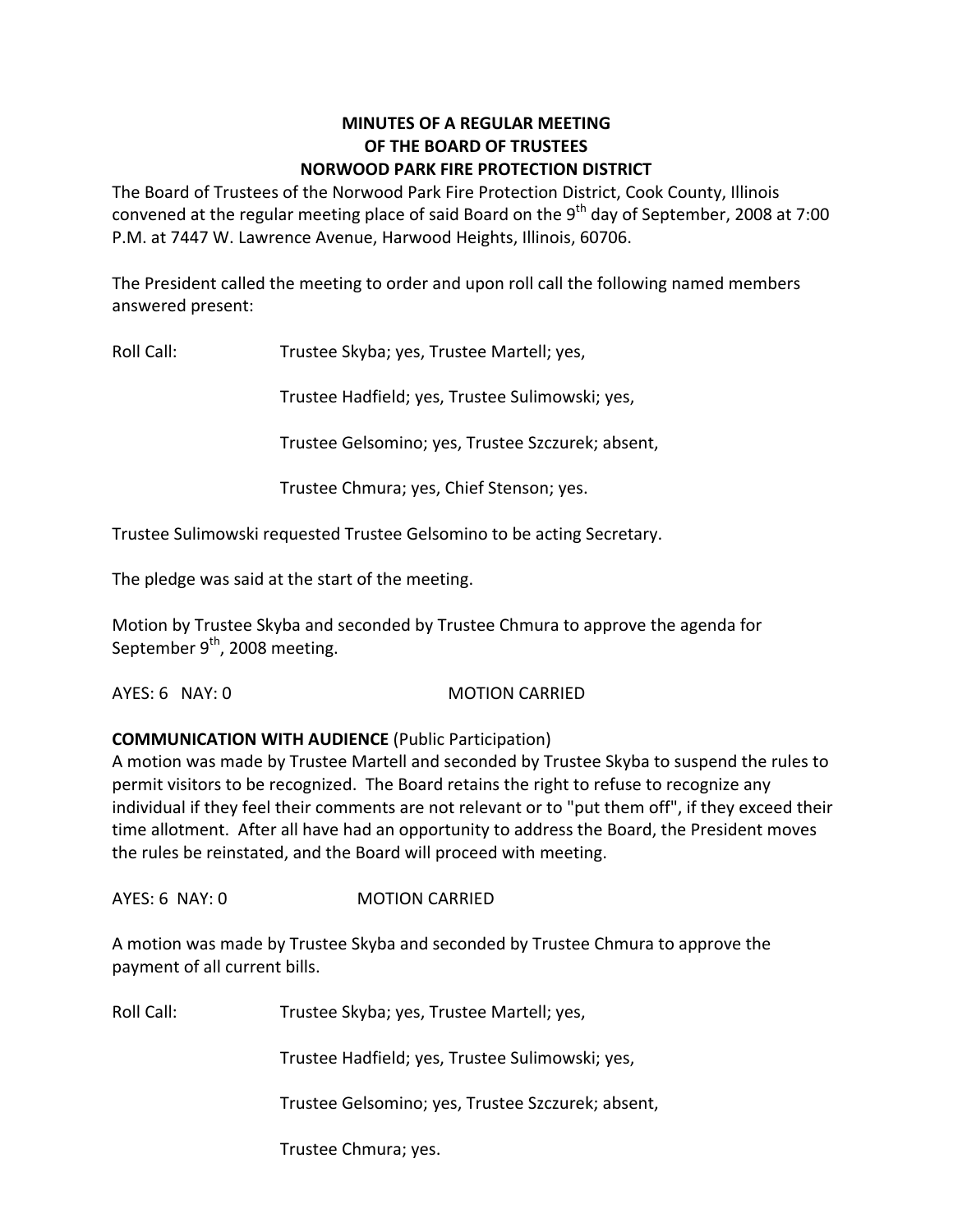**MINUTES OF A REGULAR MEETING**
**OF THE BOARD OF TRUSTEES**
**NORWOOD PARK FIRE PROTECTION DISTRICT**

The Board of Trustees of the Norwood Park Fire Protection District, Cook County, Illinois convened at the regular meeting place of said Board on the 9th day of September, 2008 at 7:00 P.M. at 7447 W. Lawrence Avenue, Harwood Heights, Illinois, 60706.

The President called the meeting to order and upon roll call the following named members answered present:

Roll Call: Trustee Skyba; yes, Trustee Martell; yes,

Trustee Hadfield; yes, Trustee Sulimowski; yes,

Trustee Gelsomino; yes, Trustee Szczurek; absent,

Trustee Chmura; yes, Chief Stenson; yes.

Trustee Sulimowski requested Trustee Gelsomino to be acting Secretary.

The pledge was said at the start of the meeting.

Motion by Trustee Skyba and seconded by Trustee Chmura to approve the agenda for September 9th, 2008 meeting.

AYES: 6 NAY: 0 MOTION CARRIED

**COMMUNICATION WITH AUDIENCE** (Public Participation)
A motion was made by Trustee Martell and seconded by Trustee Skyba to suspend the rules to permit visitors to be recognized. The Board retains the right to refuse to recognize any individual if they feel their comments are not relevant or to "put them off", if they exceed their time allotment. After all have had an opportunity to address the Board, the President moves the rules be reinstated, and the Board will proceed with meeting.

AYES: 6 NAY: 0 MOTION CARRIED

A motion was made by Trustee Skyba and seconded by Trustee Chmura to approve the payment of all current bills.

Roll Call: Trustee Skyba; yes, Trustee Martell; yes,

Trustee Hadfield; yes, Trustee Sulimowski; yes,

Trustee Gelsomino; yes, Trustee Szczurek; absent,

Trustee Chmura; yes.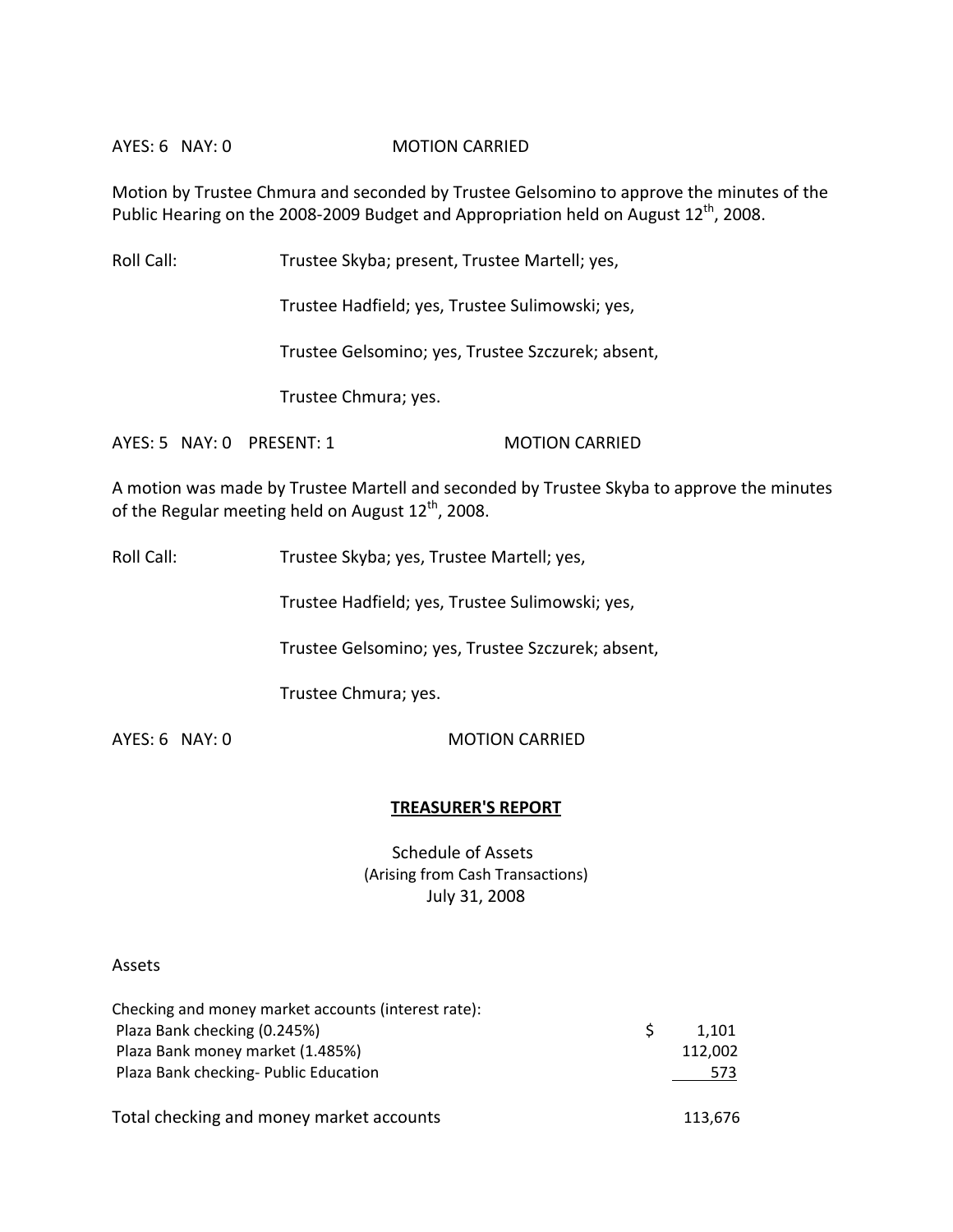AYES: 6 NAY: 0 MOTION CARRIED

Motion by Trustee Chmura and seconded by Trustee Gelsomino to approve the minutes of the Public Hearing on the 2008-2009 Budget and Appropriation held on August 12th, 2008.

Roll Call: Trustee Skyba; present, Trustee Martell; yes,

Trustee Hadfield; yes, Trustee Sulimowski; yes,

Trustee Gelsomino; yes, Trustee Szczurek; absent,

Trustee Chmura; yes.

AYES: 5 NAY: 0 PRESENT: 1 MOTION CARRIED

A motion was made by Trustee Martell and seconded by Trustee Skyba to approve the minutes of the Regular meeting held on August 12th, 2008.

Roll Call: Trustee Skyba; yes, Trustee Martell; yes,

Trustee Hadfield; yes, Trustee Sulimowski; yes,

Trustee Gelsomino; yes, Trustee Szczurek; absent,

Trustee Chmura; yes.

AYES: 6 NAY: 0 MOTION CARRIED

## TREASURER'S REPORT

Schedule of Assets
(Arising from Cash Transactions)
July 31, 2008

Assets

| Checking and money market accounts (interest rate): | |
|---|---|
| Plaza Bank checking (0.245%) | $ 1,101 |
| Plaza Bank money market (1.485%) | 112,002 |
| Plaza Bank checking- Public Education | 573 |
| Total checking and money market accounts | 113,676 |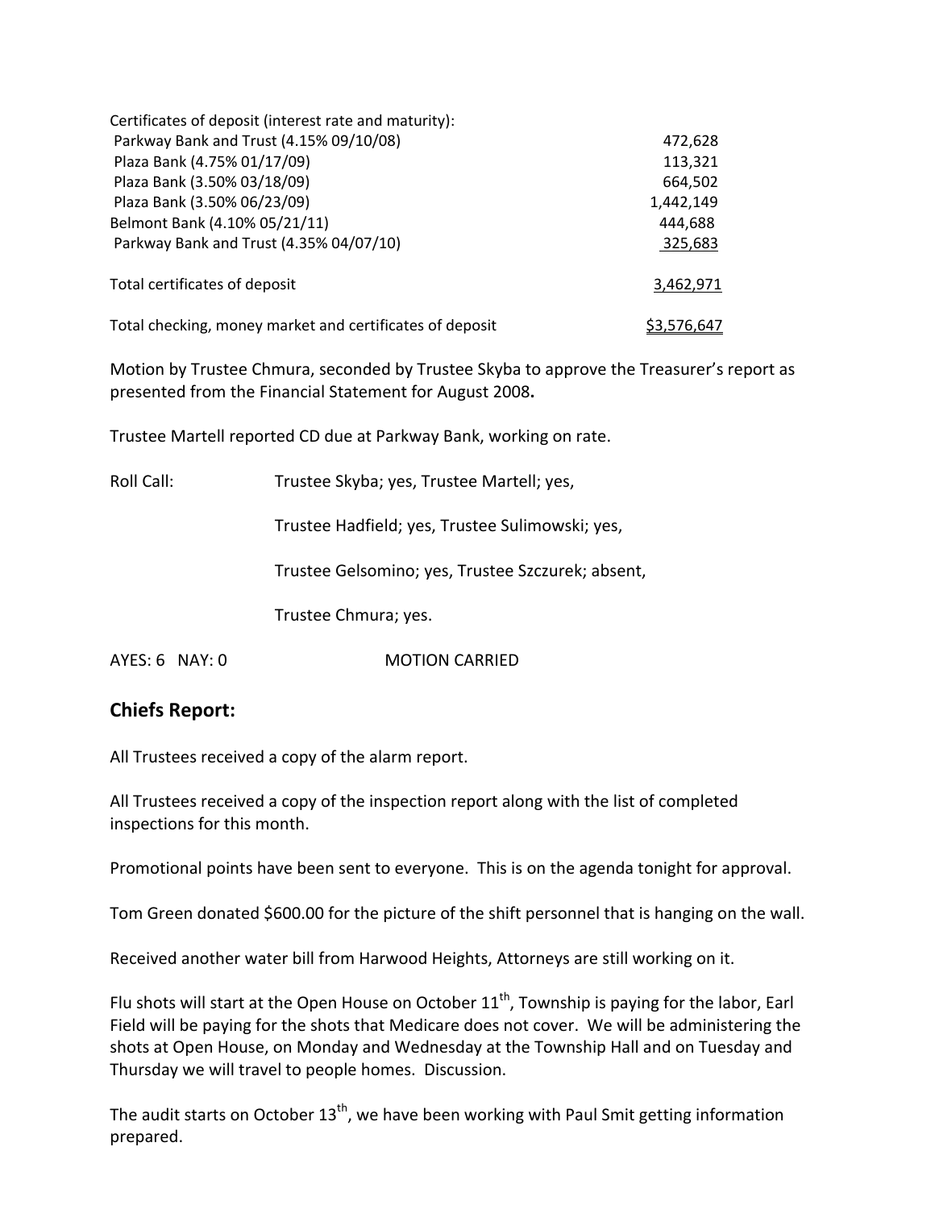| Certificates of deposit (interest rate and maturity): | |
| --- | --- |
| Parkway Bank and Trust (4.15% 09/10/08) | 472,628 |
| Plaza Bank (4.75% 01/17/09) | 113,321 |
| Plaza Bank (3.50% 03/18/09) | 664,502 |
| Plaza Bank (3.50% 06/23/09) | 1,442,149 |
| Belmont Bank (4.10% 05/21/11) | 444,688 |
| Parkway Bank and Trust (4.35% 04/07/10) | 325,683 |
| Total certificates of deposit | 3,462,971 |
| Total checking, money market and certificates of deposit | $3,576,647 |

Motion by Trustee Chmura, seconded by Trustee Skyba to approve the Treasurer's report as presented from the Financial Statement for August 2008**.**

Trustee Martell reported CD due at Parkway Bank, working on rate.

Roll Call: Trustee Skyba; yes, Trustee Martell; yes,

Trustee Hadfield; yes, Trustee Sulimowski; yes,

Trustee Gelsomino; yes, Trustee Szczurek; absent,

Trustee Chmura; yes.

AYES: 6 NAY: 0 MOTION CARRIED

## Chiefs Report:

All Trustees received a copy of the alarm report.

All Trustees received a copy of the inspection report along with the list of completed inspections for this month.

Promotional points have been sent to everyone. This is on the agenda tonight for approval.

Tom Green donated $600.00 for the picture of the shift personnel that is hanging on the wall.

Received another water bill from Harwood Heights, Attorneys are still working on it.

Flu shots will start at the Open House on October 11th, Township is paying for the labor, Earl Field will be paying for the shots that Medicare does not cover. We will be administering the shots at Open House, on Monday and Wednesday at the Township Hall and on Tuesday and Thursday we will travel to people homes. Discussion.

The audit starts on October 13th, we have been working with Paul Smit getting information prepared.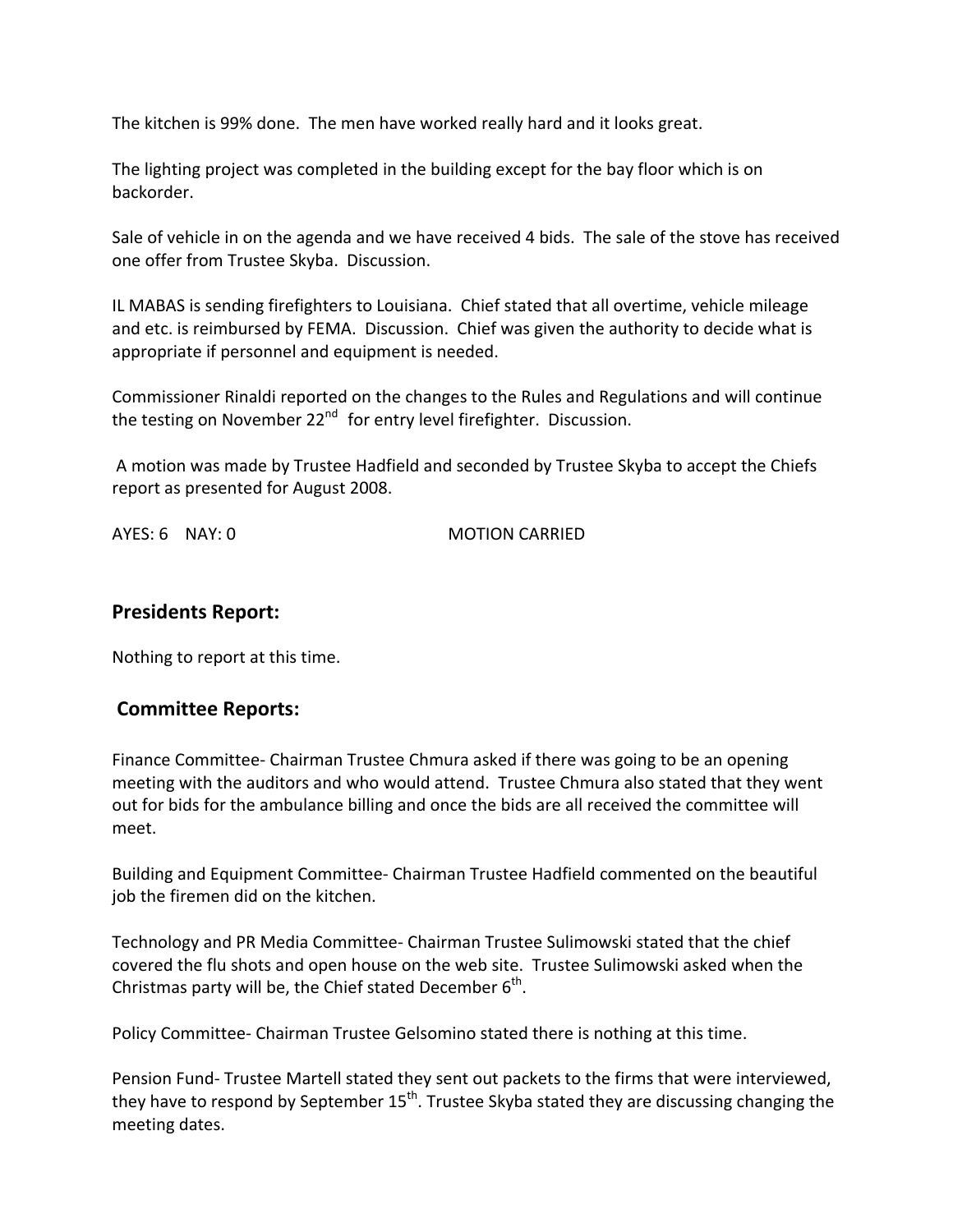The kitchen is 99% done. The men have worked really hard and it looks great.

The lighting project was completed in the building except for the bay floor which is on backorder.

Sale of vehicle in on the agenda and we have received 4 bids. The sale of the stove has received one offer from Trustee Skyba. Discussion.

IL MABAS is sending firefighters to Louisiana. Chief stated that all overtime, vehicle mileage and etc. is reimbursed by FEMA. Discussion. Chief was given the authority to decide what is appropriate if personnel and equipment is needed.

Commissioner Rinaldi reported on the changes to the Rules and Regulations and will continue the testing on November 22nd for entry level firefighter. Discussion.

A motion was made by Trustee Hadfield and seconded by Trustee Skyba to accept the Chiefs report as presented for August 2008.

AYES: 6 NAY: 0 MOTION CARRIED

## Presidents Report:

Nothing to report at this time.

## Committee Reports:

Finance Committee- Chairman Trustee Chmura asked if there was going to be an opening meeting with the auditors and who would attend. Trustee Chmura also stated that they went out for bids for the ambulance billing and once the bids are all received the committee will meet.

Building and Equipment Committee- Chairman Trustee Hadfield commented on the beautiful job the firemen did on the kitchen.

Technology and PR Media Committee- Chairman Trustee Sulimowski stated that the chief covered the flu shots and open house on the web site. Trustee Sulimowski asked when the Christmas party will be, the Chief stated December 6th.

Policy Committee- Chairman Trustee Gelsomino stated there is nothing at this time.

Pension Fund- Trustee Martell stated they sent out packets to the firms that were interviewed, they have to respond by September 15th. Trustee Skyba stated they are discussing changing the meeting dates.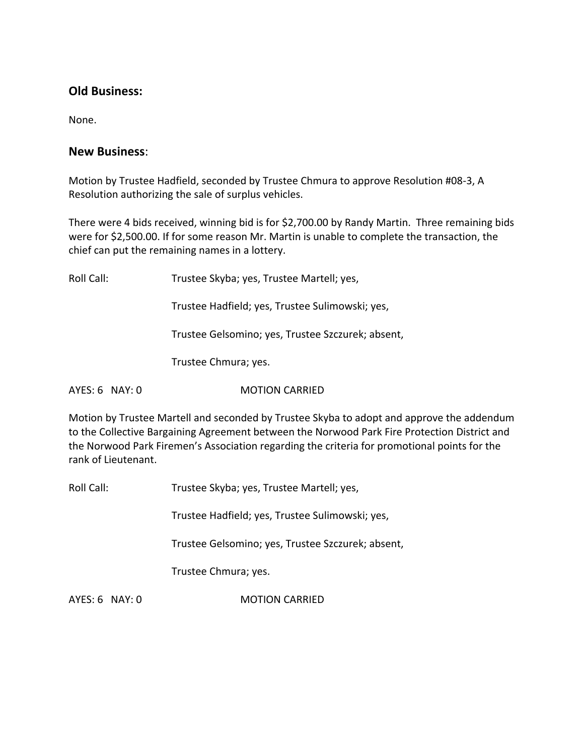## Old Business:

None.

## New Business:

Motion by Trustee Hadfield, seconded by Trustee Chmura to approve Resolution #08-3, A Resolution authorizing the sale of surplus vehicles.

There were 4 bids received, winning bid is for $2,700.00 by Randy Martin. Three remaining bids were for $2,500.00. If for some reason Mr. Martin is unable to complete the transaction, the chief can put the remaining names in a lottery.

Roll Call: Trustee Skyba; yes, Trustee Martell; yes,

Trustee Hadfield; yes, Trustee Sulimowski; yes,

Trustee Gelsomino; yes, Trustee Szczurek; absent,

Trustee Chmura; yes.

AYES: 6 NAY: 0 MOTION CARRIED

Motion by Trustee Martell and seconded by Trustee Skyba to adopt and approve the addendum to the Collective Bargaining Agreement between the Norwood Park Fire Protection District and the Norwood Park Firemen's Association regarding the criteria for promotional points for the rank of Lieutenant.

Roll Call: Trustee Skyba; yes, Trustee Martell; yes,

Trustee Hadfield; yes, Trustee Sulimowski; yes,

Trustee Gelsomino; yes, Trustee Szczurek; absent,

Trustee Chmura; yes.

AYES: 6 NAY: 0 MOTION CARRIED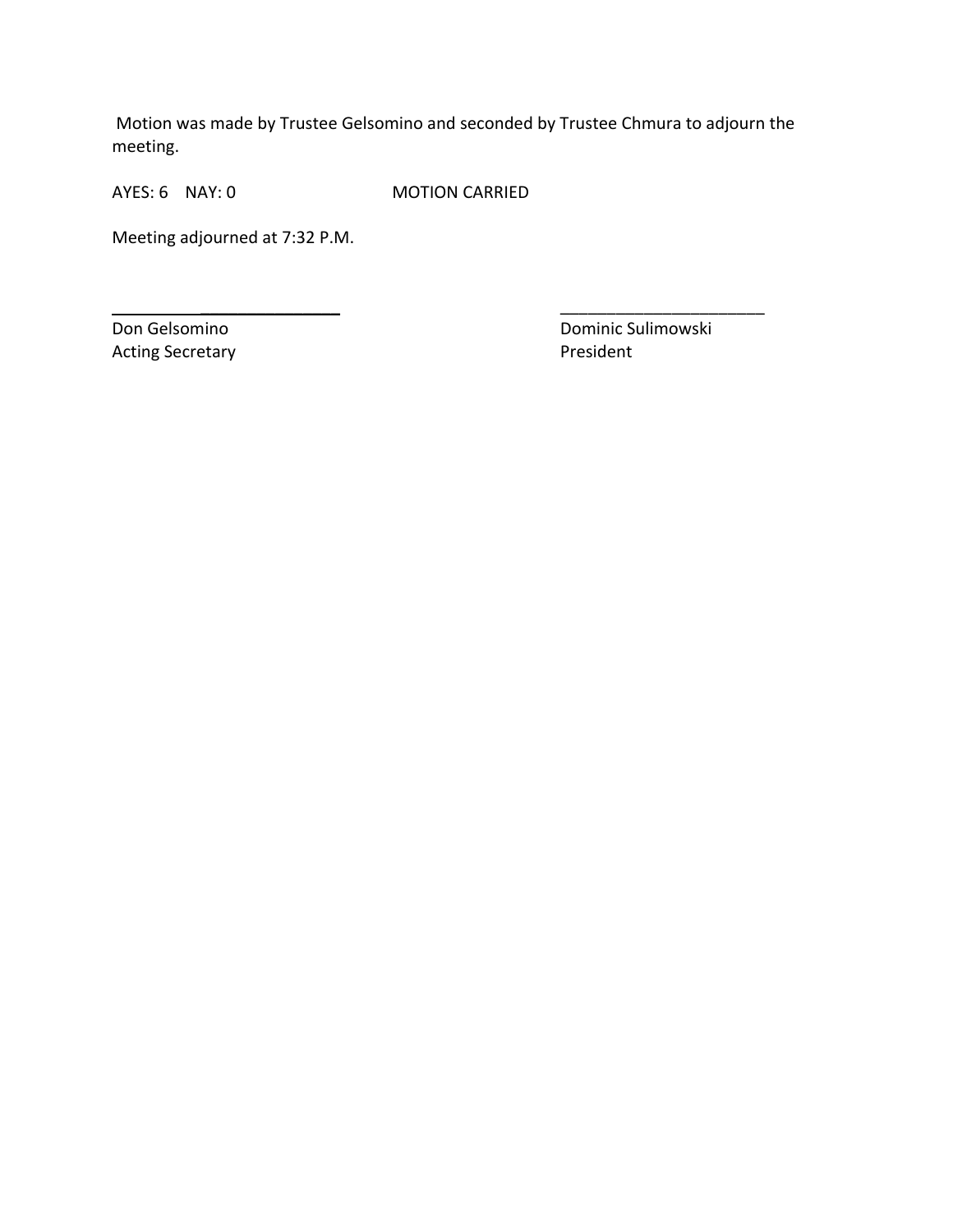Motion was made by Trustee Gelsomino and seconded by Trustee Chmura to adjourn the meeting.

AYES: 6 NAY: 0 MOTION CARRIED

Meeting adjourned at 7:32 P.M.

| | |
|---|---|
| ______________________ | ______________________ |
| Don Gelsomino | Dominic Sulimowski |
| Acting Secretary | President |